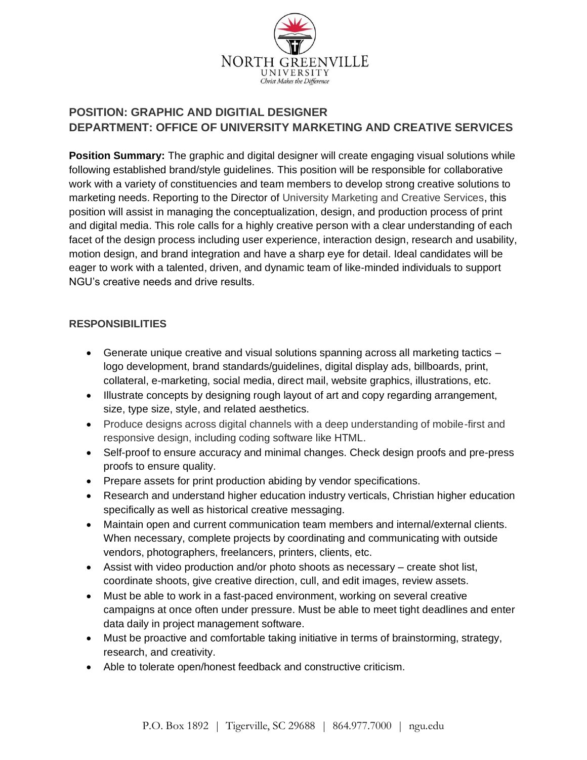NORTH GREENVILLE UNIVERSITY

*Christ Makes the Difference*

## POSITION: GRAPHIC AND DIGITIAL DESIGNER
## DEPARTMENT: OFFICE OF UNIVERSITY MARKETING AND CREATIVE SERVICES

**Position Summary:** The graphic and digital designer will create engaging visual solutions while following established brand/style guidelines. This position will be responsible for collaborative work with a variety of constituencies and team members to develop strong creative solutions to marketing needs. Reporting to the Director of University Marketing and Creative Services, this position will assist in managing the conceptualization, design, and production process of print and digital media. This role calls for a highly creative person with a clear understanding of each facet of the design process including user experience, interaction design, research and usability, motion design, and brand integration and have a sharp eye for detail. Ideal candidates will be eager to work with a talented, driven, and dynamic team of like-minded individuals to support NGU's creative needs and drive results.

### RESPONSIBILITIES

- Generate unique creative and visual solutions spanning across all marketing tactics – logo development, brand standards/guidelines, digital display ads, billboards, print, collateral, e-marketing, social media, direct mail, website graphics, illustrations, etc.
- Illustrate concepts by designing rough layout of art and copy regarding arrangement, size, type size, style, and related aesthetics.
- Produce designs across digital channels with a deep understanding of mobile-first and responsive design, including coding software like HTML.
- Self-proof to ensure accuracy and minimal changes. Check design proofs and pre-press proofs to ensure quality.
- Prepare assets for print production abiding by vendor specifications.
- Research and understand higher education industry verticals, Christian higher education specifically as well as historical creative messaging.
- Maintain open and current communication team members and internal/external clients. When necessary, complete projects by coordinating and communicating with outside vendors, photographers, freelancers, printers, clients, etc.
- Assist with video production and/or photo shoots as necessary – create shot list, coordinate shoots, give creative direction, cull, and edit images, review assets.
- Must be able to work in a fast-paced environment, working on several creative campaigns at once often under pressure. Must be able to meet tight deadlines and enter data daily in project management software.
- Must be proactive and comfortable taking initiative in terms of brainstorming, strategy, research, and creativity.
- Able to tolerate open/honest feedback and constructive criticism.

P.O. Box 1892 | Tigerville, SC 29688 | 864.977.7000 | ngu.edu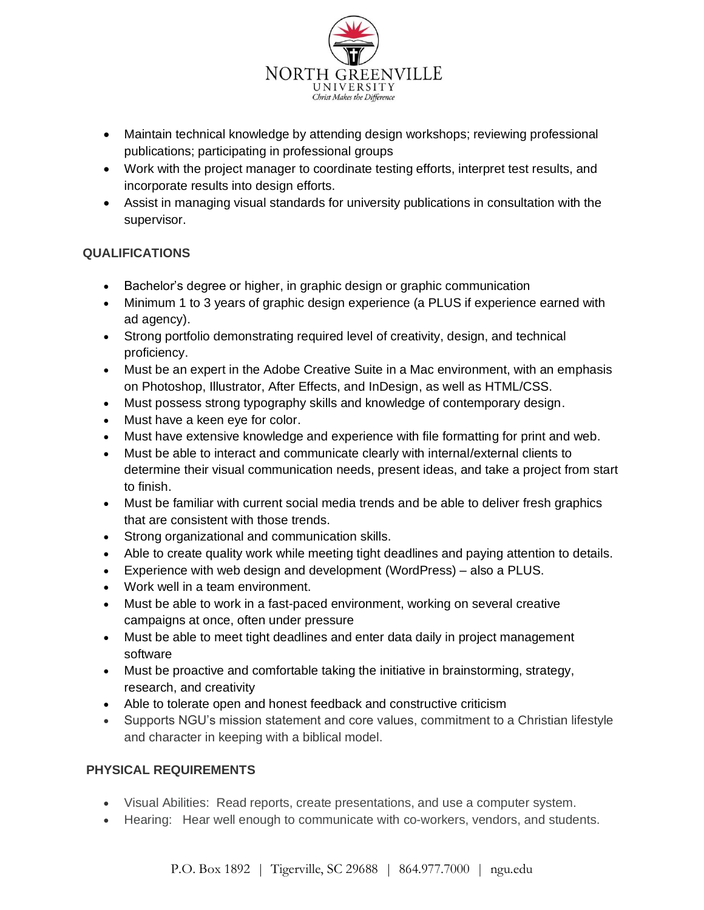- Maintain technical knowledge by attending design workshops; reviewing professional publications; participating in professional groups
- Work with the project manager to coordinate testing efforts, interpret test results, and incorporate results into design efforts.
- Assist in managing visual standards for university publications in consultation with the supervisor.

**QUALIFICATIONS**

- Bachelor's degree or higher, in graphic design or graphic communication
- Minimum 1 to 3 years of graphic design experience (a PLUS if experience earned with ad agency).
- Strong portfolio demonstrating required level of creativity, design, and technical proficiency.
- Must be an expert in the Adobe Creative Suite in a Mac environment, with an emphasis on Photoshop, Illustrator, After Effects, and InDesign, as well as HTML/CSS.
- Must possess strong typography skills and knowledge of contemporary design.
- Must have a keen eye for color.
- Must have extensive knowledge and experience with file formatting for print and web.
- Must be able to interact and communicate clearly with internal/external clients to determine their visual communication needs, present ideas, and take a project from start to finish.
- Must be familiar with current social media trends and be able to deliver fresh graphics that are consistent with those trends.
- Strong organizational and communication skills.
- Able to create quality work while meeting tight deadlines and paying attention to details.
- Experience with web design and development (WordPress) – also a PLUS.
- Work well in a team environment.
- Must be able to work in a fast-paced environment, working on several creative campaigns at once, often under pressure
- Must be able to meet tight deadlines and enter data daily in project management software
- Must be proactive and comfortable taking the initiative in brainstorming, strategy, research, and creativity
- Able to tolerate open and honest feedback and constructive criticism
- Supports NGU's mission statement and core values, commitment to a Christian lifestyle and character in keeping with a biblical model.

**PHYSICAL REQUIREMENTS**

- Visual Abilities: Read reports, create presentations, and use a computer system.
- Hearing: Hear well enough to communicate with co-workers, vendors, and students.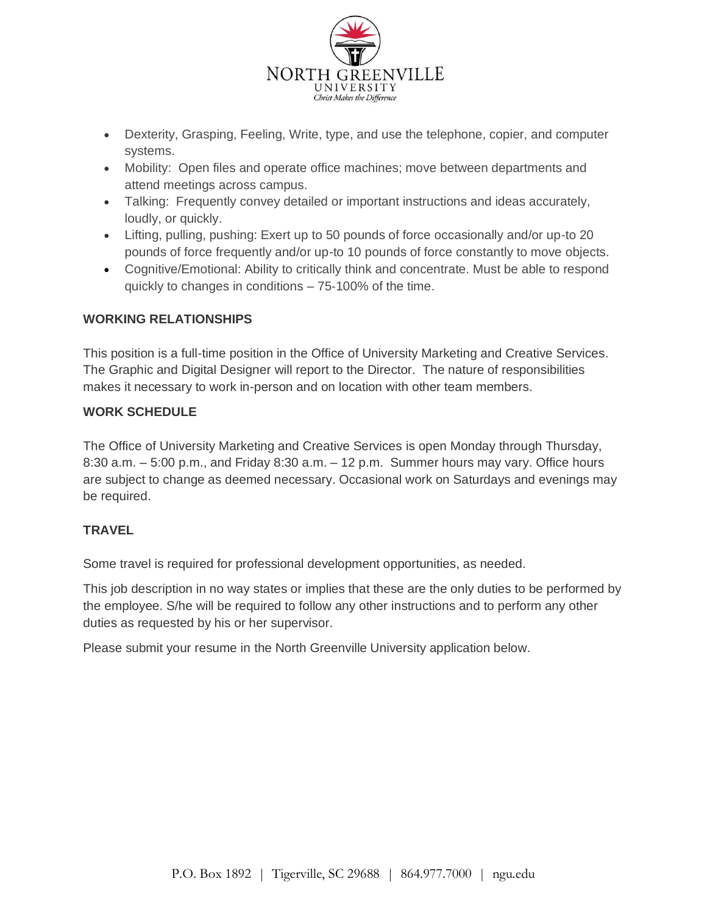- Dexterity, Grasping, Feeling, Write, type, and use the telephone, copier, and computer systems.
- Mobility: Open files and operate office machines; move between departments and attend meetings across campus.
- Talking: Frequently convey detailed or important instructions and ideas accurately, loudly, or quickly.
- Lifting, pulling, pushing: Exert up to 50 pounds of force occasionally and/or up-to 20 pounds of force frequently and/or up-to 10 pounds of force constantly to move objects.
- Cognitive/Emotional: Ability to critically think and concentrate. Must be able to respond quickly to changes in conditions – 75-100% of the time.

**WORKING RELATIONSHIPS**

This position is a full-time position in the Office of University Marketing and Creative Services. The Graphic and Digital Designer will report to the Director. The nature of responsibilities makes it necessary to work in-person and on location with other team members.

**WORK SCHEDULE**

The Office of University Marketing and Creative Services is open Monday through Thursday, 8:30 a.m. – 5:00 p.m., and Friday 8:30 a.m. – 12 p.m. Summer hours may vary. Office hours are subject to change as deemed necessary. Occasional work on Saturdays and evenings may be required.

**TRAVEL**

Some travel is required for professional development opportunities, as needed.

This job description in no way states or implies that these are the only duties to be performed by the employee. S/he will be required to follow any other instructions and to perform any other duties as requested by his or her supervisor.

Please submit your resume in the North Greenville University application below.